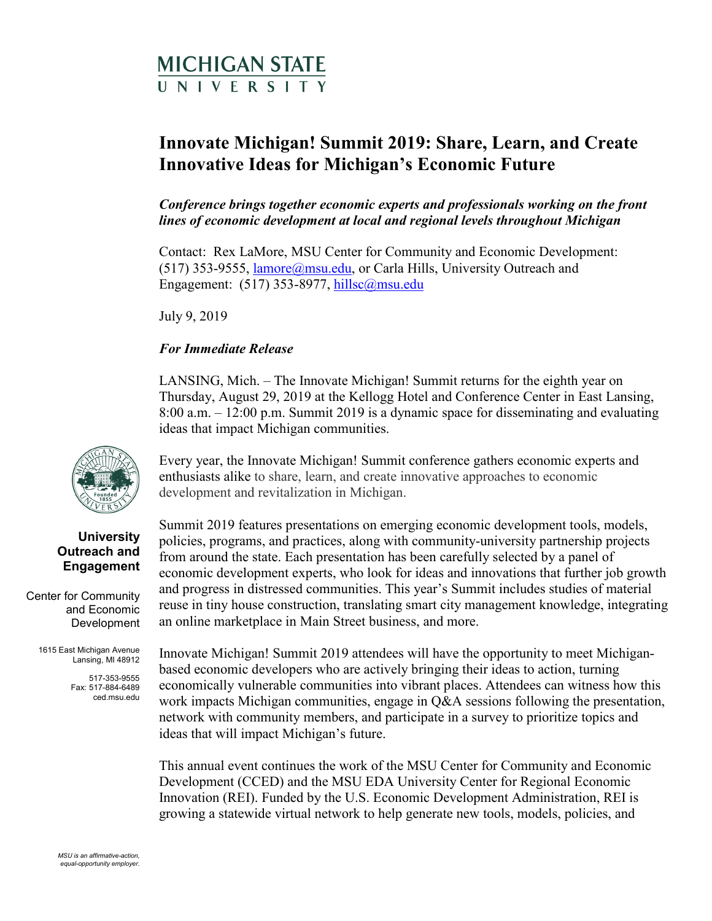MICHIGAN STATE UNIVERSITY

# Innovate Michigan! Summit 2019: Share, Learn, and Create Innovative Ideas for Michigan's Economic Future

***Conference brings together economic experts and professionals working on the front lines of economic development at local and regional levels throughout Michigan***

Contact: Rex LaMore, MSU Center for Community and Economic Development: (517) 353-9555, lamore@msu.edu, or Carla Hills, University Outreach and Engagement: (517) 353-8977, hillsc@msu.edu

July 9, 2019

***For Immediate Release***

LANSING, Mich. – The Innovate Michigan! Summit returns for the eighth year on Thursday, August 29, 2019 at the Kellogg Hotel and Conference Center in East Lansing, 8:00 a.m. – 12:00 p.m. Summit 2019 is a dynamic space for disseminating and evaluating ideas that impact Michigan communities.

Every year, the Innovate Michigan! Summit conference gathers economic experts and enthusiasts alike to share, learn, and create innovative approaches to economic development and revitalization in Michigan.

Summit 2019 features presentations on emerging economic development tools, models, policies, programs, and practices, along with community-university partnership projects from around the state. Each presentation has been carefully selected by a panel of economic development experts, who look for ideas and innovations that further job growth and progress in distressed communities. This year's Summit includes studies of material reuse in tiny house construction, translating smart city management knowledge, integrating an online marketplace in Main Street business, and more.

Innovate Michigan! Summit 2019 attendees will have the opportunity to meet Michigan-based economic developers who are actively bringing their ideas to action, turning economically vulnerable communities into vibrant places. Attendees can witness how this work impacts Michigan communities, engage in Q&A sessions following the presentation, network with community members, and participate in a survey to prioritize topics and ideas that will impact Michigan's future.

This annual event continues the work of the MSU Center for Community and Economic Development (CCED) and the MSU EDA University Center for Regional Economic Innovation (REI). Funded by the U.S. Economic Development Administration, REI is growing a statewide virtual network to help generate new tools, models, policies, and

**University Outreach and Engagement**

Center for Community and Economic Development

1615 East Michigan Avenue
Lansing, MI 48912

517-353-9555
Fax: 517-884-6489
ced.msu.edu

*MSU is an affirmative-action, equal-opportunity employer.*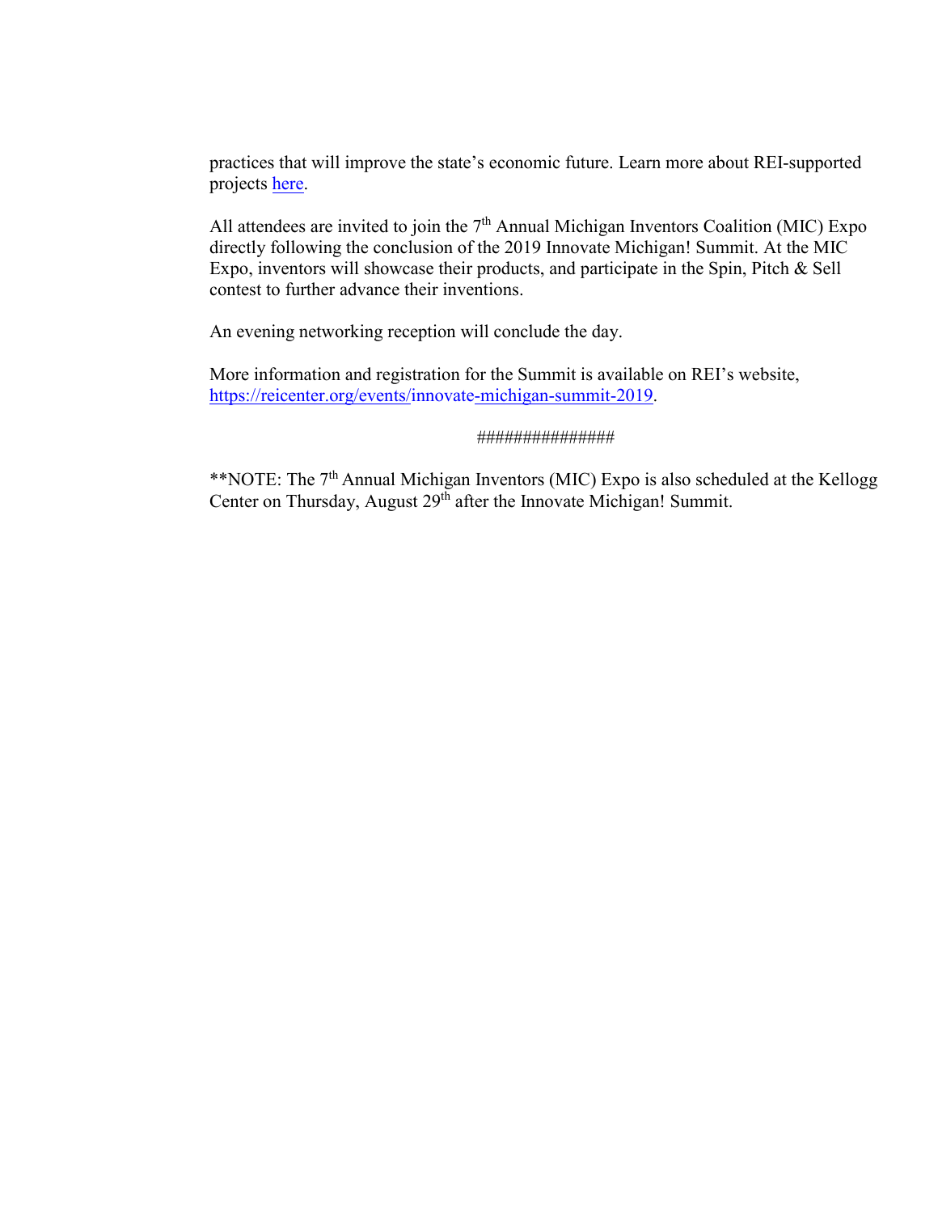practices that will improve the state's economic future. Learn more about REI-supported projects [here](#).

All attendees are invited to join the 7th Annual Michigan Inventors Coalition (MIC) Expo directly following the conclusion of the 2019 Innovate Michigan! Summit. At the MIC Expo, inventors will showcase their products, and participate in the Spin, Pitch & Sell contest to further advance their inventions.

An evening networking reception will conclude the day.

More information and registration for the Summit is available on REI's website, [https://reicenter.org/events/innovate-michigan-summit-2019](https://reicenter.org/events/innovate-michigan-summit-2019).

###############

**NOTE: The 7th Annual Michigan Inventors (MIC) Expo is also scheduled at the Kellogg Center on Thursday, August 29th after the Innovate Michigan! Summit.